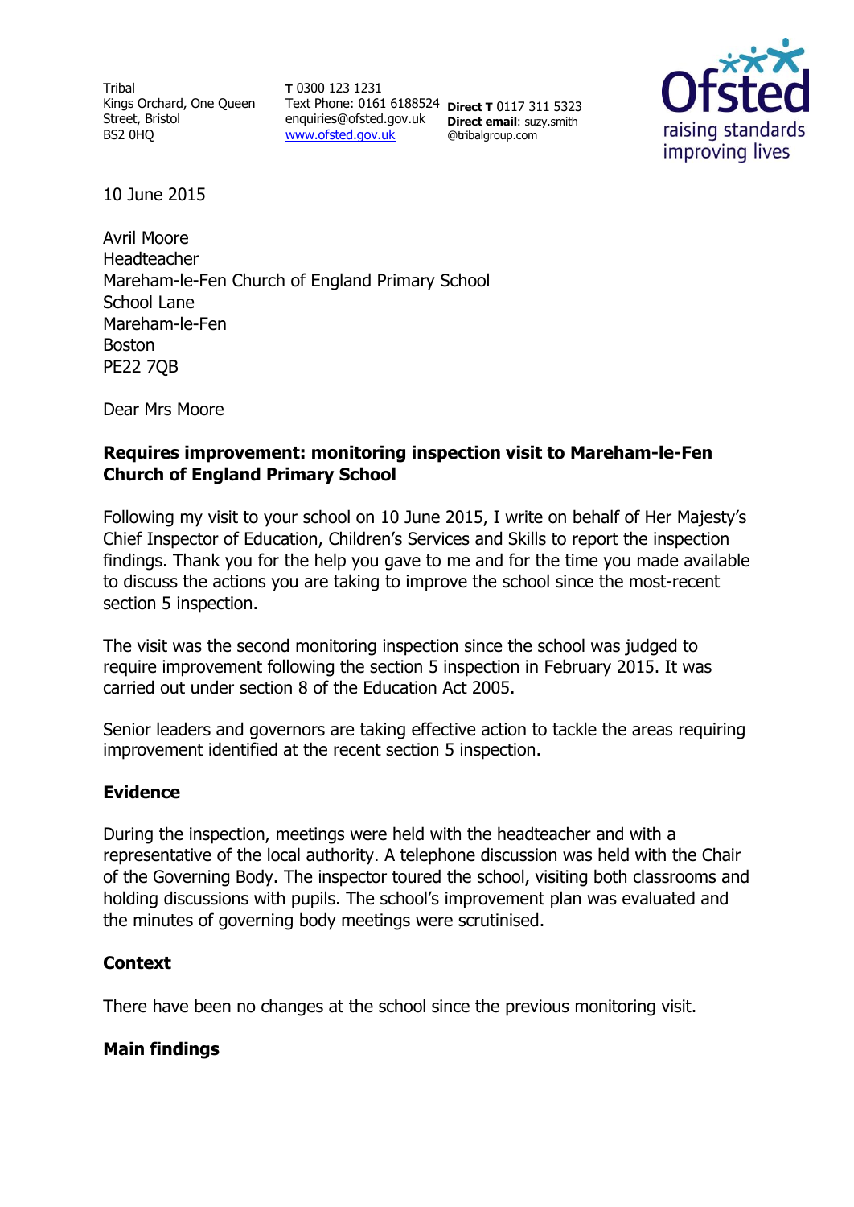Tribal
Kings Orchard, One Queen Street, Bristol
BS2 0HQ

**T** 0300 123 1231
Text Phone: 0161 6188524
enquiries@ofsted.gov.uk
www.ofsted.gov.uk

**Direct T** 0117 311 5323
**Direct email**: suzy.smith@tribalgroup.com

10 June 2015

Avril Moore
Headteacher
Mareham-le-Fen Church of England Primary School
School Lane
Mareham-le-Fen
Boston
PE22 7QB

Dear Mrs Moore

**Requires improvement: monitoring inspection visit to Mareham-le-Fen Church of England Primary School**

Following my visit to your school on 10 June 2015, I write on behalf of Her Majesty's Chief Inspector of Education, Children's Services and Skills to report the inspection findings. Thank you for the help you gave to me and for the time you made available to discuss the actions you are taking to improve the school since the most-recent section 5 inspection.

The visit was the second monitoring inspection since the school was judged to require improvement following the section 5 inspection in February 2015. It was carried out under section 8 of the Education Act 2005.

Senior leaders and governors are taking effective action to tackle the areas requiring improvement identified at the recent section 5 inspection.

## Evidence

During the inspection, meetings were held with the headteacher and with a representative of the local authority. A telephone discussion was held with the Chair of the Governing Body. The inspector toured the school, visiting both classrooms and holding discussions with pupils. The school's improvement plan was evaluated and the minutes of governing body meetings were scrutinised.

## Context

There have been no changes at the school since the previous monitoring visit.

## Main findings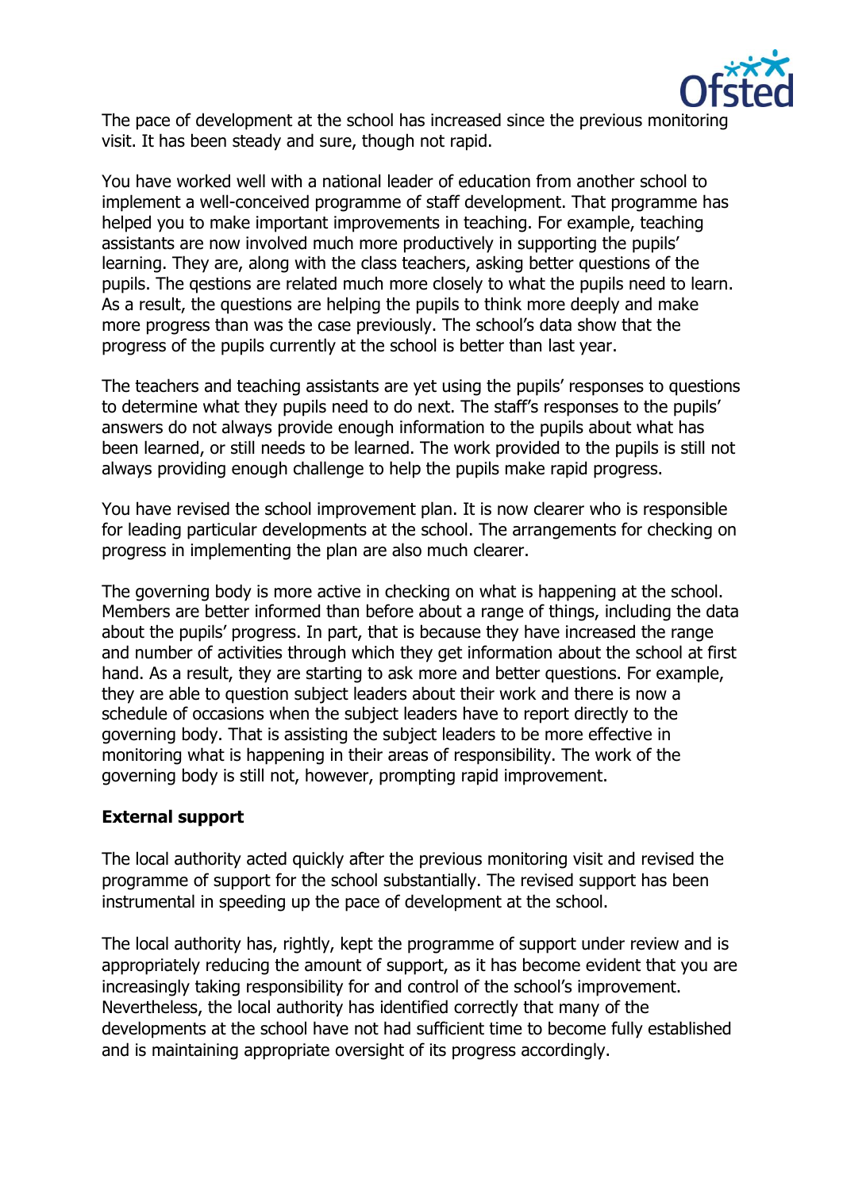The pace of development at the school has increased since the previous monitoring visit. It has been steady and sure, though not rapid.

You have worked well with a national leader of education from another school to implement a well-conceived programme of staff development. That programme has helped you to make important improvements in teaching. For example, teaching assistants are now involved much more productively in supporting the pupils' learning. They are, along with the class teachers, asking better questions of the pupils. The qestions are related much more closely to what the pupils need to learn. As a result, the questions are helping the pupils to think more deeply and make more progress than was the case previously. The school's data show that the progress of the pupils currently at the school is better than last year.

The teachers and teaching assistants are yet using the pupils' responses to questions to determine what they pupils need to do next. The staff's responses to the pupils' answers do not always provide enough information to the pupils about what has been learned, or still needs to be learned. The work provided to the pupils is still not always providing enough challenge to help the pupils make rapid progress.

You have revised the school improvement plan. It is now clearer who is responsible for leading particular developments at the school. The arrangements for checking on progress in implementing the plan are also much clearer.

The governing body is more active in checking on what is happening at the school. Members are better informed than before about a range of things, including the data about the pupils' progress. In part, that is because they have increased the range and number of activities through which they get information about the school at first hand. As a result, they are starting to ask more and better questions. For example, they are able to question subject leaders about their work and there is now a schedule of occasions when the subject leaders have to report directly to the governing body. That is assisting the subject leaders to be more effective in monitoring what is happening in their areas of responsibility. The work of the governing body is still not, however, prompting rapid improvement.

**External support**

The local authority acted quickly after the previous monitoring visit and revised the programme of support for the school substantially. The revised support has been instrumental in speeding up the pace of development at the school.

The local authority has, rightly, kept the programme of support under review and is appropriately reducing the amount of support, as it has become evident that you are increasingly taking responsibility for and control of the school's improvement. Nevertheless, the local authority has identified correctly that many of the developments at the school have not had sufficient time to become fully established and is maintaining appropriate oversight of its progress accordingly.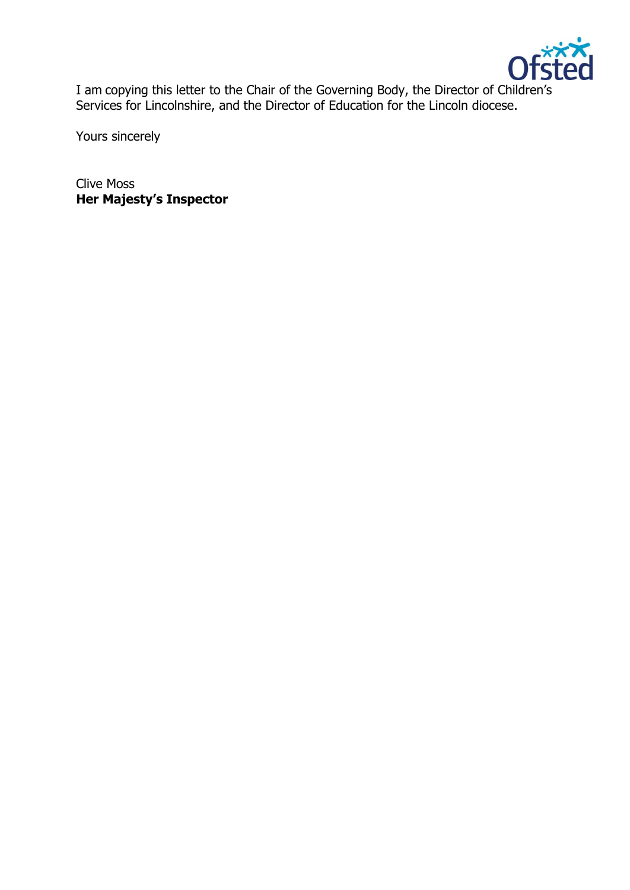I am copying this letter to the Chair of the Governing Body, the Director of Children's Services for Lincolnshire, and the Director of Education for the Lincoln diocese.

Yours sincerely

Clive Moss
**Her Majesty's Inspector**